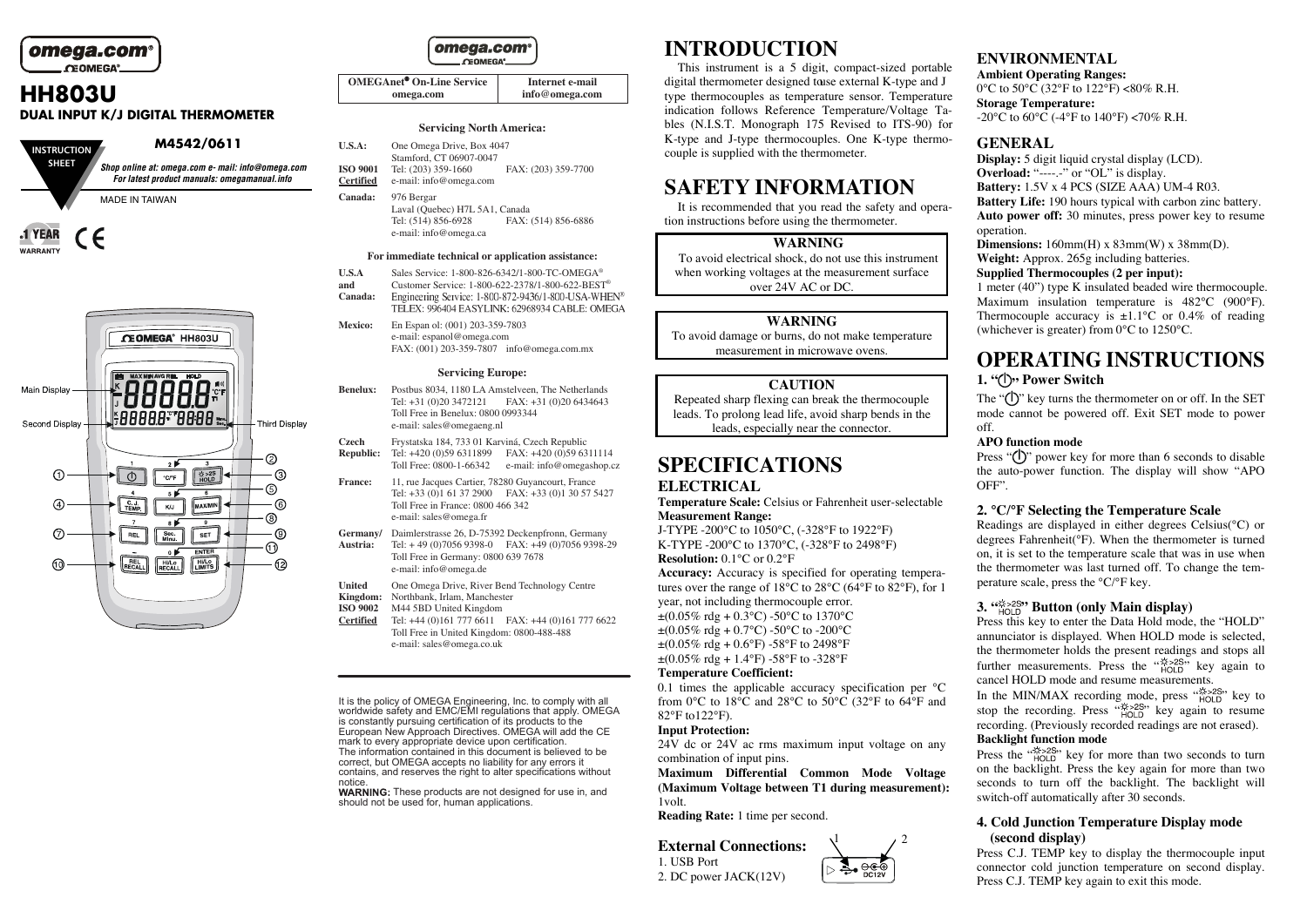omega.com®

# HH803U

## DUAL INPUT K/J DIGITAL THERMOMETER

INSTRUCTION SHEET

**M4542/0611**

*Shop online at: omega.com e- mail: info@omega.com*
*For latest product manuals: omegamanual.info*

MADE IN TAIWAN

1 YEAR WARRANTY

Main Display
Second Display
Third Display

| OMEGAnet® On-Line Service omega.com | Internet e-mail info@omega.com |
|---|---|

**Servicing North America:**

**U.S.A.:** One Omega Drive, Box 4047
Stamford, CT 06907-0047
**ISO 9001 Certified** Tel: (203) 359-1660 FAX: (203) 359-7700
e-mail: info@omega.com

**Canada:** 976 Bergar
Laval (Quebec) H7L 5A1, Canada
Tel: (514) 856-6928 FAX: (514) 856-6886
e-mail: info@omega.ca

**For immediate technical or application assistance:**

**U.S.A and Canada:** Sales Service: 1-800-826-6342/1-800-TC-OMEGA®
Customer Service: 1-800-622-2378/1-800-622-BEST®
Engineering Service: 1-800-872-9436/1-800-USA-WHEN®
TELEX: 996404 EASYLINK: 62968934 CABLE: OMEGA

**Mexico:** En Espan ol: (001) 203-359-7803
e-mail: espanol@omega.com
FAX: (001) 203-359-7807 info@omega.com.mx

**Servicing Europe:**

**Benelux:** Postbus 8034, 1180 LA Amstelveen, The Netherlands
Tel: +31 (0)20 3472121 FAX: +31 (0)20 6434643
Toll Free in Benelux: 0800 0993344
e-mail: sales@omegaeng.nl

**Czech Republic:** Frystatska 184, 733 01 Karviná, Czech Republic
Tel: +420 (0)59 6311899 FAX: +420 (0)59 6311114
Toll Free: 0800-1-66342 e-mail: info@omegashop.cz

**France:** 11, rue Jacques Cartier, 78280 Guyancourt, France
Tel: +33 (0)1 61 37 2900 FAX: +33 (0)1 30 57 5427
Toll Free in France: 0800 466 342
e-mail: sales@omega.fr

**Germany/ Austria:** Daimlerstrasse 26, D-75392 Deckenpfronn, Germany
Tel: + 49 (0)7056 9398-0 FAX: +49 (0)7056 9398-29
Toll Free in Germany: 0800 639 7678
e-mail: info@omega.de

**United Kingdom: ISO 9002 Certified** One Omega Drive, River Bend Technology Centre
Northbank, Irlam, Manchester
M44 5BD United Kingdom
Tel: +44 (0)161 777 6611 FAX: +44 (0)161 777 6622
Toll Free in United Kingdom: 0800-488-488
e-mail: sales@omega.co.uk

It is the policy of OMEGA Engineering, Inc. to comply with all worldwide safety and EMC/EMI regulations that apply. OMEGA is constantly pursuing certification of its products to the European New Approach Directives. OMEGA will add the CE mark to every appropriate device upon certification.
The information contained in this document is believed to be correct, but OMEGA accepts no liability for any errors it contains, and reserves the right to alter specifications without notice.
**WARNING:** These products are not designed for use in, and should not be used for, human applications.

# INTRODUCTION

This instrument is a 5 digit, compact-sized portable digital thermometer designed to use external K-type and J type thermocouples as temperature sensor. Temperature indication follows Reference Temperature/Voltage Tables (N.I.S.T. Monograph 175 Revised to ITS-90) for K-type and J-type thermocouples. One K-type thermocouple is supplied with the thermometer.

# SAFETY INFORMATION

It is recommended that you read the safety and operation instructions before using the thermometer.

**WARNING**

To avoid electrical shock, do not use this instrument when working voltages at the measurement surface over 24V AC or DC.

**WARNING**

To avoid damage or burns, do not make temperature measurement in microwave ovens.

**CAUTION**

Repeated sharp flexing can break the thermocouple leads. To prolong lead life, avoid sharp bends in the leads, especially near the connector.

# SPECIFICATIONS

## ELECTRICAL

**Temperature Scale:** Celsius or Fahrenheit user-selectable
**Measurement Range:**
J-TYPE -200°C to 1050°C, (-328°F to 1922°F)
K-TYPE -200°C to 1370°C, (-328°F to 2498°F)
**Resolution:** 0.1°C or 0.2°F
**Accuracy:** Accuracy is specified for operating temperatures over the range of 18°C to 28°C (64°F to 82°F), for 1 year, not including thermocouple error.
±(0.05% rdg + 0.3°C) -50°C to 1370°C
±(0.05% rdg + 0.7°C) -50°C to -200°C
±(0.05% rdg + 0.6°F) -58°F to 2498°F
±(0.05% rdg + 1.4°F) -58°F to -328°F
**Temperature Coefficient:**
0.1 times the applicable accuracy specification per °C from 0°C to 18°C and 28°C to 50°C (32°F to 64°F and 82°F to122°F).
**Input Protection:**
24V dc or 24V ac rms maximum input voltage on any combination of input pins.
**Maximum Differential Common Mode Voltage (Maximum Voltage between T1 during measurement):** 1volt.
**Reading Rate:** 1 time per second.

**External Connections:**
1. USB Port
2. DC power JACK(12V)

## ENVIRONMENTAL

**Ambient Operating Ranges:**
0°C to 50°C (32°F to 122°F) <80% R.H.
**Storage Temperature:**
-20°C to 60°C (-4°F to 140°F) <70% R.H.

## GENERAL

**Display:** 5 digit liquid crystal display (LCD).
**Overload:** "----.-" or "OL" is display.
**Battery:** 1.5V x 4 PCS (SIZE AAA) UM-4 R03.
**Battery Life:** 190 hours typical with carbon zinc battery.
**Auto power off:** 30 minutes, press power key to resume operation.
**Dimensions:** 160mm(H) x 83mm(W) x 38mm(D).
**Weight:** Approx. 265g including batteries.
**Supplied Thermocouples (2 per input):**
1 meter (40") type K insulated beaded wire thermocouple. Maximum insulation temperature is 482°C (900°F). Thermocouple accuracy is ±1.1°C or 0.4% of reading (whichever is greater) from 0°C to 1250°C.

# OPERATING INSTRUCTIONS

### 1. "⏻" Power Switch

The "⏻" key turns the thermometer on or off. In the SET mode cannot be powered off. Exit SET mode to power off.

**APO function mode**

Press "⏻" power key for more than 6 seconds to disable the auto-power function. The display will show "APO OFF".

### 2. °C/°F Selecting the Temperature Scale

Readings are displayed in either degrees Celsius(°C) or degrees Fahrenheit(°F). When the thermometer is turned on, it is set to the temperature scale that was in use when the thermometer was last turned off. To change the temperature scale, press the °C/°F key.

### 3. ">2S HOLD" Button (only Main display)

Press this key to enter the Data Hold mode, the "HOLD" annunciator is displayed. When HOLD mode is selected, the thermometer holds the present readings and stops all further measurements. Press the ">2S HOLD" key again to cancel HOLD mode and resume measurements.

In the MIN/MAX recording mode, press ">2S HOLD" key to stop the recording. Press ">2S HOLD" key again to resume recording. (Previously recorded readings are not erased).

**Backlight function mode**

Press the ">2S HOLD" key for more than two seconds to turn on the backlight. Press the key again for more than two seconds to turn off the backlight. The backlight will switch-off automatically after 30 seconds.

### 4. Cold Junction Temperature Display mode (second display)

Press C.J. TEMP key to display the thermocouple input connector cold junction temperature on second display. Press C.J. TEMP key again to exit this mode.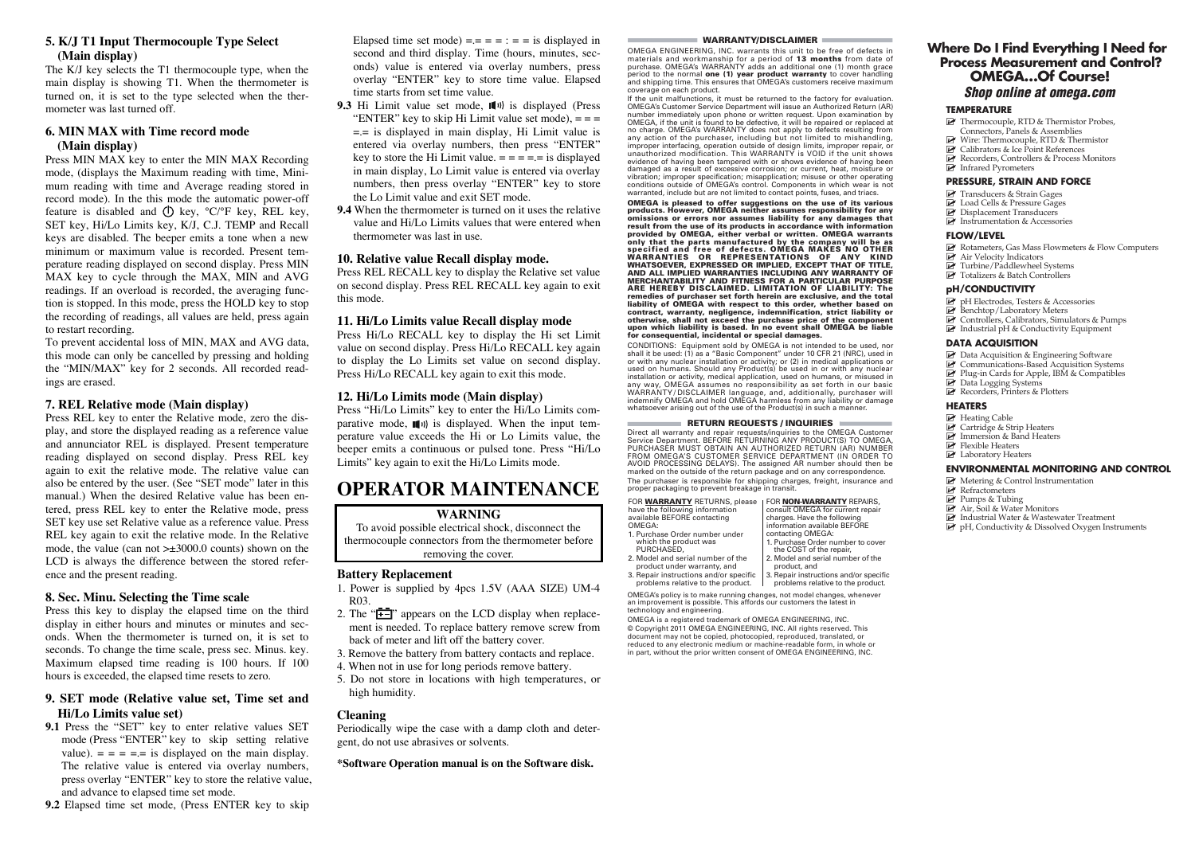### 5. K/J T1 Input Thermocouple Type Select (Main display)

The K/J key selects the T1 thermocouple type, when the main display is showing T1. When the thermometer is turned on, it is set to the type selected when the thermometer was last turned off.

### 6. MIN MAX with Time record mode (Main display)

Press MIN MAX key to enter the MIN MAX Recording mode, (displays the Maximum reading with time, Minimum reading with time and Average reading stored in record mode). In the this mode the automatic power-off feature is disabled and ⏻ key, °C/°F key, REL key, SET key, Hi/Lo Limits key, K/J, C.J. TEMP and Recall keys are disabled. The beeper emits a tone when a new minimum or maximum value is recorded. Present temperature reading displayed on second display. Press MIN MAX key to cycle through the MAX, MIN and AVG readings. If an overload is recorded, the averaging function is stopped. In this mode, press the HOLD key to stop the recording of readings, all values are held, press again to restart recording.

To prevent accidental loss of MIN, MAX and AVG data, this mode can only be cancelled by pressing and holding the "MIN/MAX" key for 2 seconds. All recorded readings are erased.

### 7. REL Relative mode (Main display)

Press REL key to enter the Relative mode, zero the display, and store the displayed reading as a reference value and annunciator REL is displayed. Present temperature reading displayed on second display. Press REL key again to exit the relative mode. The relative value can also be entered by the user. (See "SET mode" later in this manual.) When the desired Relative value has been entered, press REL key to enter the Relative mode, press SET key use set Relative value as a reference value. Press REL key again to exit the relative mode. In the Relative mode, the value (can not >±3000.0 counts) shown on the LCD is always the difference between the stored reference and the present reading.

### 8. Sec. Minu. Selecting the Time scale

Press this key to display the elapsed time on the third display in either hours and minutes or minutes and seconds. When the thermometer is turned on, it is set to seconds. To change the time scale, press sec. Minus. key. Maximum elapsed time reading is 100 hours. If 100 hours is exceeded, the elapsed time resets to zero.

### 9. SET mode (Relative value set, Time set and Hi/Lo Limits value set)

**9.1** Press the "SET" key to enter relative values SET mode (Press "ENTER" key to skip setting relative value). = = = =.= is displayed on the main display. The relative value is entered via overlay numbers, press overlay "ENTER" key to store the relative value, and advance to elapsed time set mode.

**9.2** Elapsed time set mode, (Press ENTER key to skip Elapsed time set mode) =.= = = : = = is displayed in second and third display. Time (hours, minutes, seconds) value is entered via overlay numbers, press overlay "ENTER" key to store time value. Elapsed time starts from set time value.

**9.3** Hi Limit value set mode, 🔊 is displayed (Press "ENTER" key to skip Hi Limit value set mode), = = = =.= is displayed in main display, Hi Limit value is entered via overlay numbers, then press "ENTER" key to store the Hi Limit value. = = = =.= is displayed in main display, Lo Limit value is entered via overlay numbers, then press overlay "ENTER" key to store the Lo Limit value and exit SET mode.

**9.4** When the thermometer is turned on it uses the relative value and Hi/Lo Limits values that were entered when thermometer was last in use.

### 10. Relative value Recall display mode.

Press REL RECALL key to display the Relative set value on second display. Press REL RECALL key again to exit this mode.

### 11. Hi/Lo Limits value Recall display mode

Press Hi/Lo RECALL key to display the Hi set Limit value on second display. Press Hi/Lo RECALL key again to display the Lo Limits set value on second display. Press Hi/Lo RECALL key again to exit this mode.

### 12. Hi/Lo Limits mode (Main display)

Press "Hi/Lo Limits" key to enter the Hi/Lo Limits comparative mode, 🔊 is displayed. When the input temperature value exceeds the Hi or Lo Limits value, the beeper emits a continuous or pulsed tone. Press "Hi/Lo Limits" key again to exit the Hi/Lo Limits mode.

# OPERATOR MAINTENANCE

**WARNING**

To avoid possible electrical shock, disconnect the thermocouple connectors from the thermometer before removing the cover.

### Battery Replacement

1. Power is supplied by 4pcs 1.5V (AAA SIZE) UM-4 R03.
2. The "[battery symbol]" appears on the LCD display when replacement is needed. To replace battery remove screw from back of meter and lift off the battery cover.
3. Remove the battery from battery contacts and replace.
4. When not in use for long periods remove battery.
5. Do not store in locations with high temperatures, or high humidity.

### Cleaning

Periodically wipe the case with a damp cloth and detergent, do not use abrasives or solvents.

**\*Software Operation manual is on the Software disk.**

## WARRANTY/DISCLAIMER

OMEGA ENGINEERING, INC. warrants this unit to be free of defects in materials and workmanship for a period of **13 months** from date of purchase. OMEGA's WARRANTY adds an additional one (1) month grace period to the normal **one (1) year product warranty** to cover handling and shipping time. This ensures that OMEGA's customers receive maximum coverage on each product.

If the unit malfunctions, it must be returned to the factory for evaluation. OMEGA's Customer Service Department will issue an Authorized Return (AR) number immediately upon phone or written request. Upon examination by OMEGA, if the unit is found to be defective, it will be repaired or replaced at no charge. OMEGA's WARRANTY does not apply to defects resulting from any action of the purchaser, including but not limited to mishandling, improper interfacing, operation outside of design limits, improper repair, or unauthorized modification. This WARRANTY is VOID if the unit shows evidence of having been tampered with or shows evidence of having been damaged as a result of excessive corrosion; or current, heat, moisture or vibration; improper specification; misapplication; misuse or other operating conditions outside of OMEGA's control. Components in which wear is not warranted, include but are not limited to contact points, fuses, and triacs.

**OMEGA is pleased to offer suggestions on the use of its various products. However, OMEGA neither assumes responsibility for any omissions or errors nor assumes liability for any damages that result from the use of its products in accordance with information provided by OMEGA, either verbal or written. OMEGA warrants only that the parts manufactured by the company will be as specified and free of defects. OMEGA MAKES NO OTHER WARRANTIES OR REPRESENTATIONS OF ANY KIND WHATSOEVER, EXPRESSED OR IMPLIED, EXCEPT THAT OF TITLE, AND ALL IMPLIED WARRANTIES INCLUDING ANY WARRANTY OF MERCHANTABILITY AND FITNESS FOR A PARTICULAR PURPOSE ARE HEREBY DISCLAIMED. LIMITATION OF LIABILITY: The remedies of purchaser set forth herein are exclusive, and the total liability of OMEGA with respect to this order, whether based on contract, warranty, negligence, indemnification, strict liability or otherwise, shall not exceed the purchase price of the component upon which liability is based. In no event shall OMEGA be liable for consequential, incidental or special damages.**

CONDITIONS: Equipment sold by OMEGA is not intended to be used, nor shall it be used: (1) as a "Basic Component" under 10 CFR 21 (NRC), used in or with any nuclear installation or activity; or (2) in medical applications or used on humans. Should any Product(s) be used in or with any nuclear installation or activity, medical application, used on humans, or misused in any way, OMEGA assumes no responsibility as set forth in our basic WARRANTY/DISCLAIMER language, and, additionally, purchaser will indemnify OMEGA and hold OMEGA harmless from any liability or damage whatsoever arising out of the use of the Product(s) in such a manner.

## RETURN REQUESTS / INQUIRIES

Direct all warranty and repair requests/inquiries to the OMEGA Customer Service Department. BEFORE RETURNING ANY PRODUCT(S) TO OMEGA, PURCHASER MUST OBTAIN AN AUTHORIZED RETURN (AR) NUMBER FROM OMEGA'S CUSTOMER SERVICE DEPARTMENT (IN ORDER TO AVOID PROCESSING DELAYS). The assigned AR number should then be marked on the outside of the return package and on any correspondence.

The purchaser is responsible for shipping charges, freight, insurance and proper packaging to prevent breakage in transit.

FOR **WARRANTY** RETURNS, please have the following information available BEFORE contacting OMEGA:

1. Purchase Order number under which the product was PURCHASED,
2. Model and serial number of the product under warranty, and
3. Repair instructions and/or specific problems relative to the product.

FOR **NON-WARRANTY** REPAIRS, consult OMEGA for current repair charges. Have the following information available BEFORE contacting OMEGA:

1. Purchase Order number to cover the COST of the repair,
2. Model and serial number of the product, and
3. Repair instructions and/or specific problems relative to the product.

OMEGA's policy is to make running changes, not model changes, whenever an improvement is possible. This affords our customers the latest in technology and engineering.

OMEGA is a registered trademark of OMEGA ENGINEERING, INC.

© Copyright 2011 OMEGA ENGINEERING, INC. All rights reserved. This document may not be copied, photocopied, reproduced, translated, or reduced to any electronic medium or machine-readable form, in whole or in part, without the prior written consent of OMEGA ENGINEERING, INC.

## Where Do I Find Everything I Need for Process Measurement and Control? OMEGA…Of Course!

***Shop online at omega.com***

### TEMPERATURE

- Thermocouple, RTD & Thermistor Probes, Connectors, Panels & Assemblies
- Wire: Thermocouple, RTD & Thermistor
- Calibrators & Ice Point References
- Recorders, Controllers & Process Monitors
- Infrared Pyrometers

### PRESSURE, STRAIN AND FORCE

- Transducers & Strain Gages
- Load Cells & Pressure Gages
- Displacement Transducers
- Instrumentation & Accessories

### FLOW/LEVEL

- Rotameters, Gas Mass Flowmeters & Flow Computers
- Air Velocity Indicators
- Turbine/Paddlewheel Systems
- Totalizers & Batch Controllers

### pH/CONDUCTIVITY

- pH Electrodes, Testers & Accessories
- Benchtop/Laboratory Meters
- Controllers, Calibrators, Simulators & Pumps
- Industrial pH & Conductivity Equipment

### DATA ACQUISITION

- Data Acquisition & Engineering Software
- Communications-Based Acquisition Systems
- Plug-in Cards for Apple, IBM & Compatibles
- Data Logging Systems
- Recorders, Printers & Plotters

### HEATERS

- Heating Cable
- Cartridge & Strip Heaters
- Immersion & Band Heaters
- Flexible Heaters
- Laboratory Heaters

### ENVIRONMENTAL MONITORING AND CONTROL

- Metering & Control Instrumentation
- Refractometers
- Pumps & Tubing
- Air, Soil & Water Monitors
- Industrial Water & Wastewater Treatment
- pH, Conductivity & Dissolved Oxygen Instruments